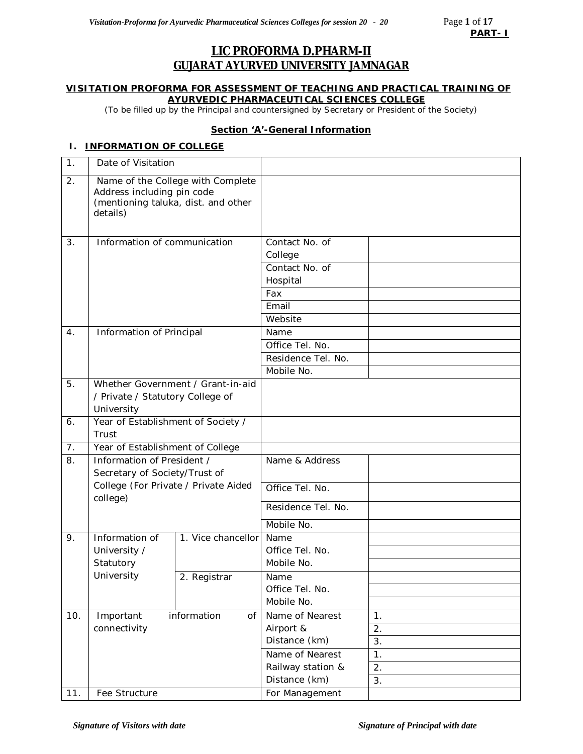**PART- I**

# LIC PROFORMA D.PHARM-II
# GUJARAT AYURVED UNIVERSITY JAMNAGAR

**VISITATION PROFORMA FOR ASSESSMENT OF TEACHING AND PRACTICAL TRAINING OF AYURVEDIC PHARMACEUTICAL SCIENCES COLLEGE**

(To be filled up by the Principal and countersigned by Secretary or President of the Society)

## Section 'A'-General Information

### I. INFORMATION OF COLLEGE

| | | | | |
|---|---|---|---|---|
| 1. | Date of Visitation | | | |
| 2. | Name of the College with Complete Address including pin code (mentioning taluka, dist. and other details) | | | |
| 3. | Information of communication | | Contact No. of College | |
| | | | Contact No. of Hospital | |
| | | | Fax | |
| | | | Email | |
| | | | Website | |
| 4. | Information of Principal | | Name | |
| | | | Office Tel. No. | |
| | | | Residence Tel. No. | |
| | | | Mobile No. | |
| 5. | Whether Government / Grant-in-aid / Private / Statutory College of University | | | |
| 6. | Year of Establishment of Society / Trust | | | |
| 7. | Year of Establishment of College | | | |
| 8. | Information of President / Secretary of Society/Trust of College (For Private / Private Aided college) | | Name & Address | |
| | | | Office Tel. No. | |
| | | | Residence Tel. No. | |
| | | | Mobile No. | |
| 9. | Information of University / Statutory University | 1. Vice chancellor | Name | |
| | | | Office Tel. No. | |
| | | | Mobile No. | |
| | | 2. Registrar | Name | |
| | | | Office Tel. No. | |
| | | | Mobile No. | |
| 10. | Important information of connectivity | | Name of Nearest Airport & Distance (km) | 1. |
| | | | | 2. |
| | | | | 3. |
| | | | Name of Nearest Railway station & Distance (km) | 1. |
| | | | | 2. |
| | | | | 3. |
| 11. | Fee Structure | | For Management | |

*Signature of Visitors with date* *Signature of Principal with date*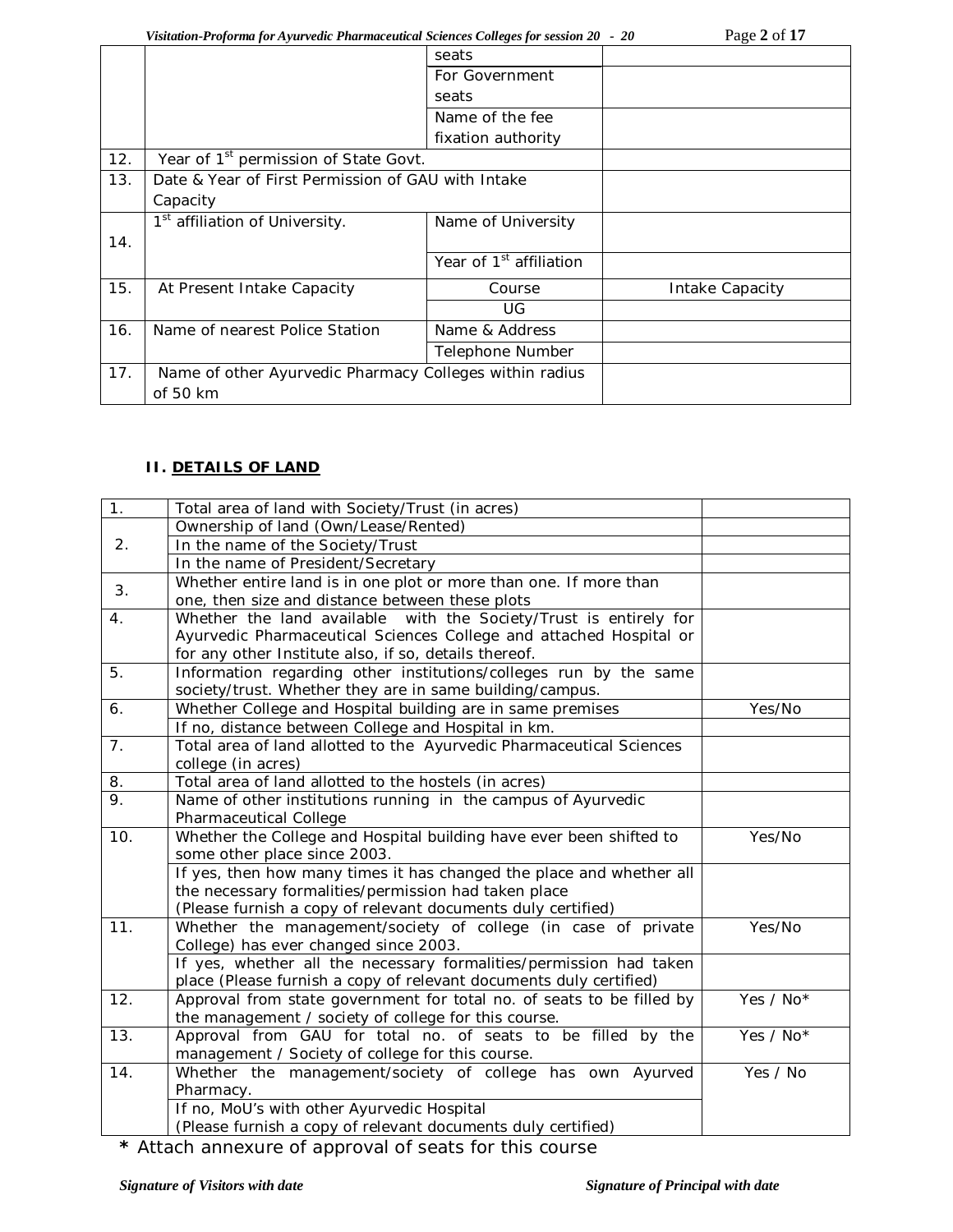| | | seats | |
|---|---|---|---|
| | | For Government seats | |
| | | Name of the fee fixation authority | |
| 12. | Year of 1[st] permission of State Govt. | | |
| 13. | Date & Year of First Permission of GAU with Intake Capacity | | |
| 14. | 1[st] affiliation of University. | Name of University | |
| | | Year of 1[st] affiliation | |
| 15. | At Present Intake Capacity | Course | Intake Capacity |
| | | UG | |
| 16. | Name of nearest Police Station | Name & Address | |
| | | Telephone Number | |
| 17. | Name of other Ayurvedic Pharmacy Colleges within radius of 50 km | | |

### II. DETAILS OF LAND

| | | |
|---|---|---|
| 1. | Total area of land with Society/Trust (in acres) | |
| 2. | Ownership of land (Own/Lease/Rented) | |
| | In the name of the Society/Trust | |
| | In the name of President/Secretary | |
| 3. | Whether entire land is in one plot or more than one. If more than one, then size and distance between these plots | |
| 4. | Whether the land available with the Society/Trust is entirely for Ayurvedic Pharmaceutical Sciences College and attached Hospital or for any other Institute also, if so, details thereof. | |
| 5. | Information regarding other institutions/colleges run by the same society/trust. Whether they are in same building/campus. | |
| 6. | Whether College and Hospital building are in same premises | Yes/No |
| | If no, distance between College and Hospital in km. | |
| 7. | Total area of land allotted to the Ayurvedic Pharmaceutical Sciences college (in acres) | |
| 8. | Total area of land allotted to the hostels (in acres) | |
| 9. | Name of other institutions running in the campus of Ayurvedic Pharmaceutical College | |
| 10. | Whether the College and Hospital building have ever been shifted to some other place since 2003. | Yes/No |
| | If yes, then how many times it has changed the place and whether all the necessary formalities/permission had taken place (Please furnish a copy of relevant documents duly certified) | |
| 11. | Whether the management/society of college (in case of private College) has ever changed since 2003. | Yes/No |
| | If yes, whether all the necessary formalities/permission had taken place (Please furnish a copy of relevant documents duly certified) | |
| 12. | Approval from state government for total no. of seats to be filled by the management / society of college for this course. | Yes / No* |
| 13. | Approval from GAU for total no. of seats to be filled by the management / Society of college for this course. | Yes / No* |
| 14. | Whether the management/society of college has own Ayurved Pharmacy. | Yes / No |
| | If no, MoU's with other Ayurvedic Hospital (Please furnish a copy of relevant documents duly certified) | |

* Attach annexure of approval of seats for this course

*Signature of Visitors with date* *Signature of Principal with date*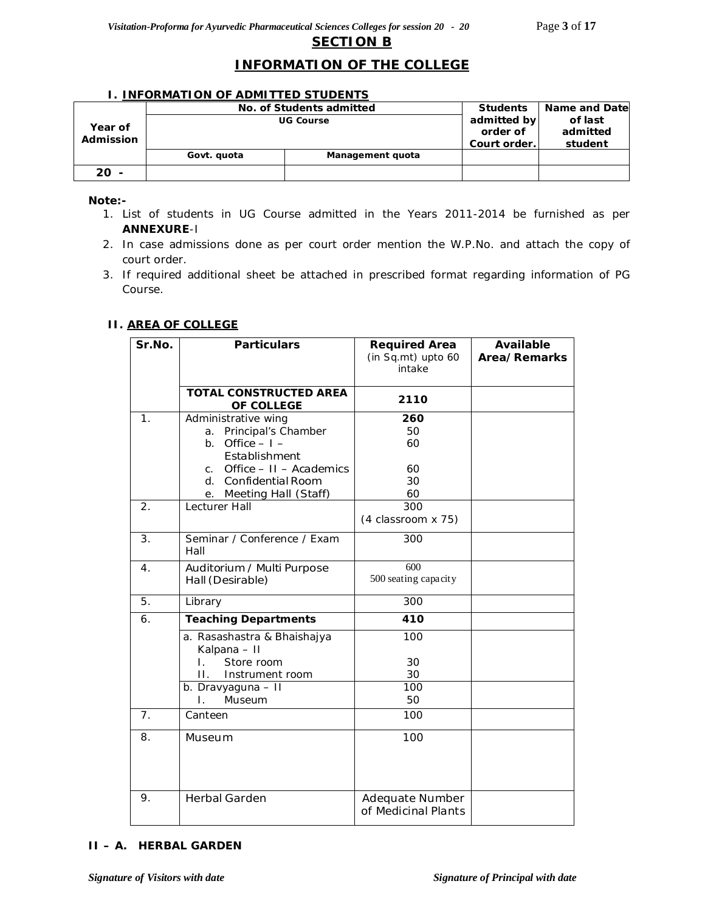## SECTION B

## INFORMATION OF THE COLLEGE

### I. INFORMATION OF ADMITTED STUDENTS

| Year of Admission | No. of Students admitted | | Students admitted by order of Court order. | Name and Date of last admitted student |
|---|---|---|---|---|
| | UG Course | | | |
| | Govt. quota | Management quota | | |
| 20 - | | | | |

**Note:-**

1. List of students in UG Course admitted in the Years 2011-2014 be furnished as per **ANNEXURE**-I
2. In case admissions done as per court order mention the W.P.No. and attach the copy of court order.
3. If required additional sheet be attached in prescribed format regarding information of PG Course.

### II. AREA OF COLLEGE

| Sr.No. | Particulars | Required Area (in Sq.mt) upto 60 intake | Available Area/Remarks |
|---|---|---|---|
| | **TOTAL CONSTRUCTED AREA OF COLLEGE** | **2110** | |
| 1. | Administrative wing | **260** | |
| | a. Principal's Chamber | 50 | |
| | b. Office – I – Establishment | 60 | |
| | c. Office – II – Academics | 60 | |
| | d. Confidential Room | 30 | |
| | e. Meeting Hall (Staff) | 60 | |
| 2. | Lecturer Hall | 300 (4 classroom x 75) | |
| 3. | Seminar / Conference / Exam Hall | 300 | |
| 4. | Auditorium / Multi Purpose Hall (Desirable) | 600 500 seating capacity | |
| 5. | Library | 300 | |
| 6. | **Teaching Departments** | **410** | |
| | a. Rasashastra & Bhaishajya Kalpana – II | 100 | |
| | I. Store room | 30 | |
| | II. Instrument room | 30 | |
| | b. Dravyaguna – II | 100 | |
| | I. Museum | 50 | |
| 7. | Canteen | 100 | |
| 8. | Museum | 100 | |
| 9. | Herbal Garden | Adequate Number of Medicinal Plants | |

### II – A. HERBAL GARDEN

*Signature of Visitors with date* *Signature of Principal with date*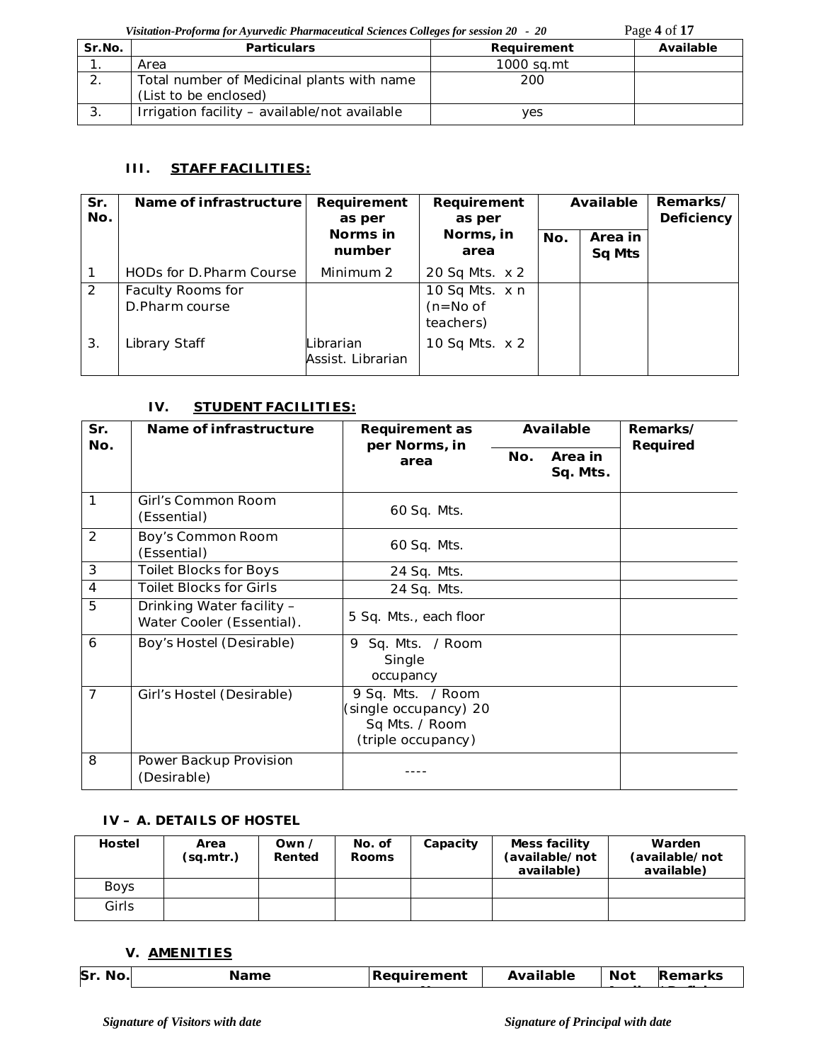| Sr.No. | Particulars | Requirement | Available |
|---|---|---|---|
| 1. | Area | 1000 sq.mt | |
| 2. | Total number of Medicinal plants with name (List to be enclosed) | 200 | |
| 3. | Irrigation facility – available/not available | yes | |

### III. STAFF FACILITIES:

| Sr. No. | Name of infrastructure | Requirement as per Norms in number | Requirement as per Norms, in area | Available | | Remarks/ Deficiency |
|---|---|---|---|---|---|---|
| | | | | No. | Area in Sq Mts | |
| 1 | HODs for D.Pharm Course | Minimum 2 | 20 Sq Mts. x 2 | | | |
| 2 | Faculty Rooms for D.Pharm course | | 10 Sq Mts. x n (n=No of teachers) | | | |
| 3. | Library Staff | Librarian Assist. Librarian | 10 Sq Mts. x 2 | | | |

### IV. STUDENT FACILITIES:

| Sr. No. | Name of infrastructure | Requirement as per Norms, in area | Available | | Remarks/ Required |
|---|---|---|---|---|---|
| | | | No. | Area in Sq. Mts. | |
| 1 | Girl's Common Room (Essential) | 60 Sq. Mts. | | | |
| 2 | Boy's Common Room (Essential) | 60 Sq. Mts. | | | |
| 3 | Toilet Blocks for Boys | 24 Sq. Mts. | | | |
| 4 | Toilet Blocks for Girls | 24 Sq. Mts. | | | |
| 5 | Drinking Water facility – Water Cooler (Essential). | 5 Sq. Mts., each floor | | | |
| 6 | Boy's Hostel (Desirable) | 9 Sq. Mts. / Room Single occupancy | | | |
| 7 | Girl's Hostel (Desirable) | 9 Sq. Mts. / Room (single occupancy) 20 Sq Mts. / Room (triple occupancy) | | | |
| 8 | Power Backup Provision (Desirable) | ---- | | | |

### IV – A. DETAILS OF HOSTEL

| Hostel | Area (sq.mtr.) | Own / Rented | No. of Rooms | Capacity | Mess facility (available/not available) | Warden (available/not available) |
|---|---|---|---|---|---|---|
| Boys | | | | | | |
| Girls | | | | | | |

### V. AMENITIES

| Sr. No. | Name | Requirement | Available | Not | Remarks |
|---|---|---|---|---|---|

*Signature of Visitors with date* *Signature of Principal with date*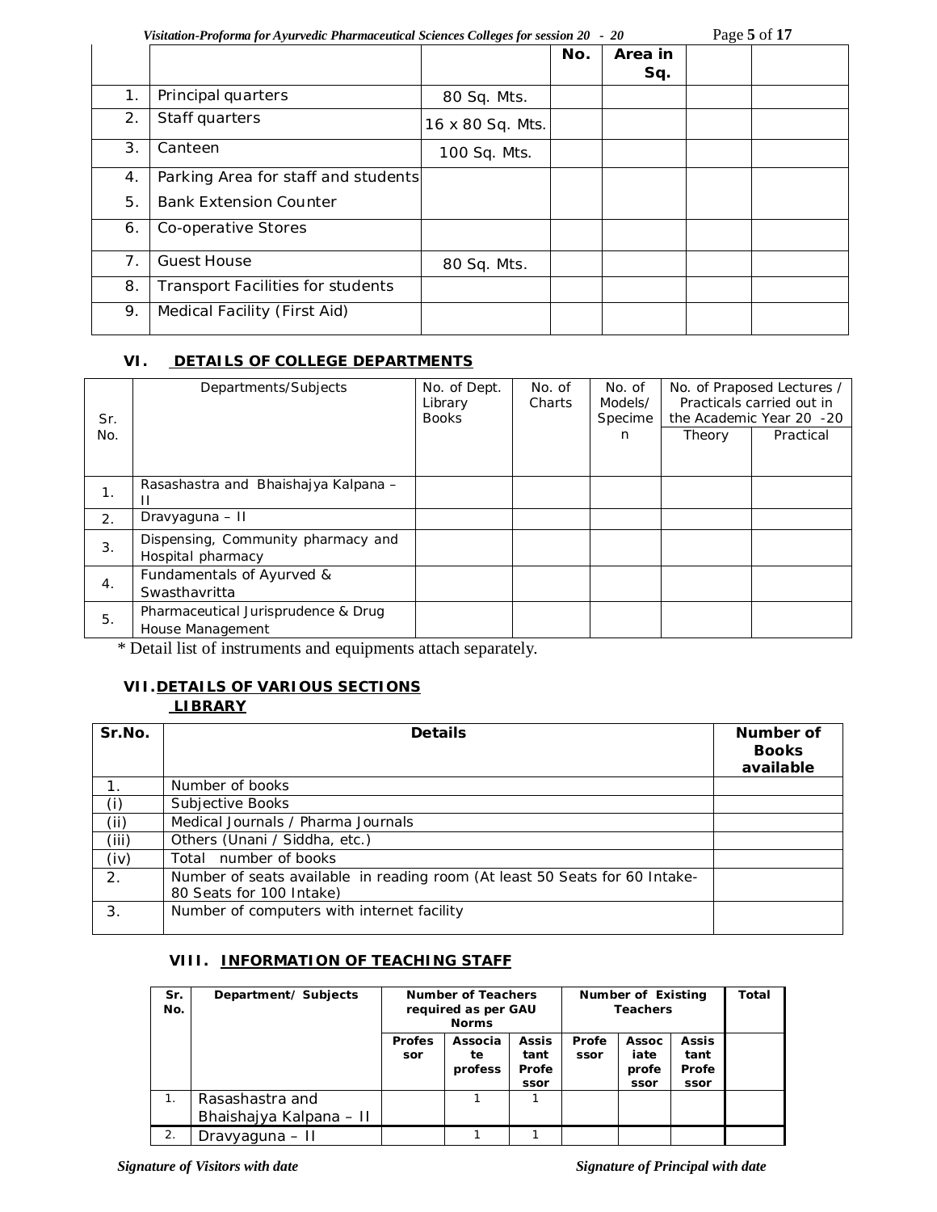| | | | No. | Area in Sq. | | |
|---|---|---|---|---|---|---|
| 1. | Principal quarters | 80 Sq. Mts. | | | | |
| 2. | Staff quarters | 16 x 80 Sq. Mts. | | | | |
| 3. | Canteen | 100 Sq. Mts. | | | | |
| 4. | Parking Area for staff and students | | | | | |
| 5. | Bank Extension Counter | | | | | |
| 6. | Co-operative Stores | | | | | |
| 7. | Guest House | 80 Sq. Mts. | | | | |
| 8. | Transport Facilities for students | | | | | |
| 9. | Medical Facility (First Aid) | | | | | |

## VI. DETAILS OF COLLEGE DEPARTMENTS

| Sr. No. | Departments/Subjects | No. of Dept. Library Books | No. of Charts | No. of Models/ Specimen | No. of Praposed Lectures / Practicals carried out in the Academic Year 20 -20 | |
|---|---|---|---|---|---|---|
| | | | | | Theory | Practical |
| 1. | Rasashastra and Bhaishajya Kalpana – II | | | | | |
| 2. | Dravyaguna – II | | | | | |
| 3. | Dispensing, Community pharmacy and Hospital pharmacy | | | | | |
| 4. | Fundamentals of Ayurved & Swasthavritta | | | | | |
| 5. | Pharmaceutical Jurisprudence & Drug House Management | | | | | |

* Detail list of instruments and equipments attach separately.

## VII. DETAILS OF VARIOUS SECTIONS

### LIBRARY

| Sr.No. | Details | Number of Books available |
|---|---|---|
| 1. | Number of books | |
| (i) | Subjective Books | |
| (ii) | Medical Journals / Pharma Journals | |
| (iii) | Others (Unani / Siddha, etc.) | |
| (iv) | Total number of books | |
| 2. | Number of seats available in reading room (At least 50 Seats for 60 Intake- 80 Seats for 100 Intake) | |
| 3. | Number of computers with internet facility | |

## VIII. INFORMATION OF TEACHING STAFF

| Sr. No. | Department/ Subjects | Number of Teachers required as per GAU Norms | | | Number of Existing Teachers | | | Total |
|---|---|---|---|---|---|---|---|---|
| | | Professor | Associate professor | Assistant Professor | Professor | Associate professor | Assistant Professor | |
| 1. | Rasashastra and Bhaishajya Kalpana – II | | 1 | 1 | | | | |
| 2. | Dravyaguna – II | | 1 | 1 | | | | |

*Signature of Visitors with date* *Signature of Principal with date*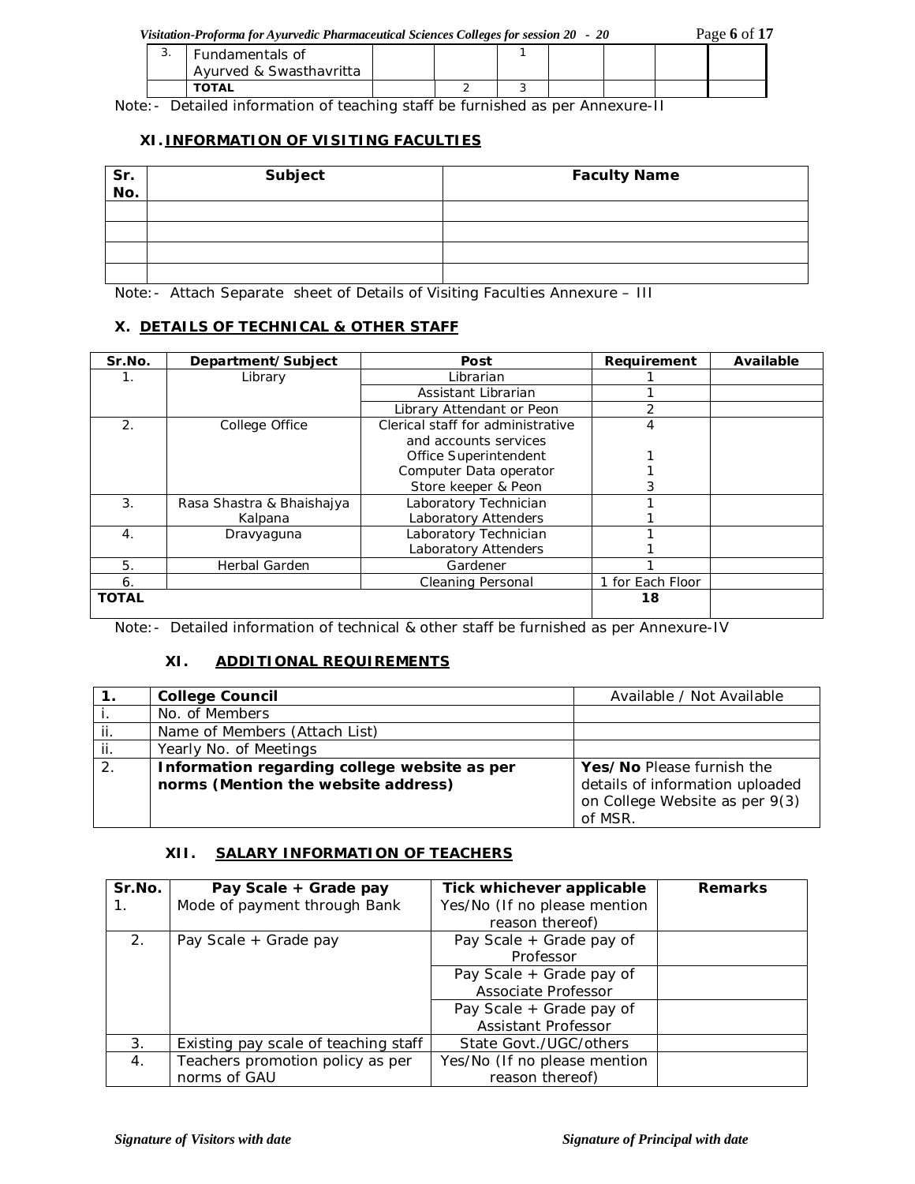| | | | | | | | | |
|---|---|---|---|---|---|---|---|---|
| 3. | Fundamentals of Ayurved & Swasthavritta | | | 1 | | | | |
| | **TOTAL** | | 2 | 3 | | | | |

Note:- Detailed information of teaching staff be furnished as per Annexure-II

### XI. INFORMATION OF VISITING FACULTIES

| Sr. No. | Subject | Faculty Name |
|---|---|---|
| | | |
| | | |
| | | |
| | | |

Note:- Attach Separate sheet of Details of Visiting Faculties Annexure – III

### X. DETAILS OF TECHNICAL & OTHER STAFF

| Sr.No. | Department/Subject | Post | Requirement | Available |
|---|---|---|---|---|
| 1. | Library | Librarian | 1 | |
| | | Assistant Librarian | 1 | |
| | | Library Attendant or Peon | 2 | |
| 2. | College Office | Clerical staff for administrative and accounts services | 4 | |
| | | Office Superintendent | 1 | |
| | | Computer Data operator | 1 | |
| | | Store keeper & Peon | 3 | |
| 3. | Rasa Shastra & Bhaishajya Kalpana | Laboratory Technician | 1 | |
| | | Laboratory Attenders | 1 | |
| 4. | Dravyaguna | Laboratory Technician | 1 | |
| | | Laboratory Attenders | 1 | |
| 5. | Herbal Garden | Gardener | 1 | |
| 6. | | Cleaning Personal | 1 for Each Floor | |
| **TOTAL** | | | **18** | |

Note:- Detailed information of technical & other staff be furnished as per Annexure-IV

### XI. ADDITIONAL REQUIREMENTS

| **1.** | **College Council** | Available / Not Available |
|---|---|---|
| i. | No. of Members | |
| ii. | Name of Members (Attach List) | |
| ii. | Yearly No. of Meetings | |
| 2. | **Information regarding college website as per norms (Mention the website address)** | **Yes/No** Please furnish the details of information uploaded on College Website as per 9(3) of MSR. |

### XII. SALARY INFORMATION OF TEACHERS

| Sr.No. | Pay Scale + Grade pay | Tick whichever applicable | Remarks |
|---|---|---|---|
| 1. | Mode of payment through Bank | Yes/No (If no please mention reason thereof) | |
| 2. | Pay Scale + Grade pay | Pay Scale + Grade pay of Professor | |
| | | Pay Scale + Grade pay of Associate Professor | |
| | | Pay Scale + Grade pay of Assistant Professor | |
| 3. | Existing pay scale of teaching staff | State Govt./UGC/others | |
| 4. | Teachers promotion policy as per norms of GAU | Yes/No (If no please mention reason thereof) | |

*Signature of Visitors with date* *Signature of Principal with date*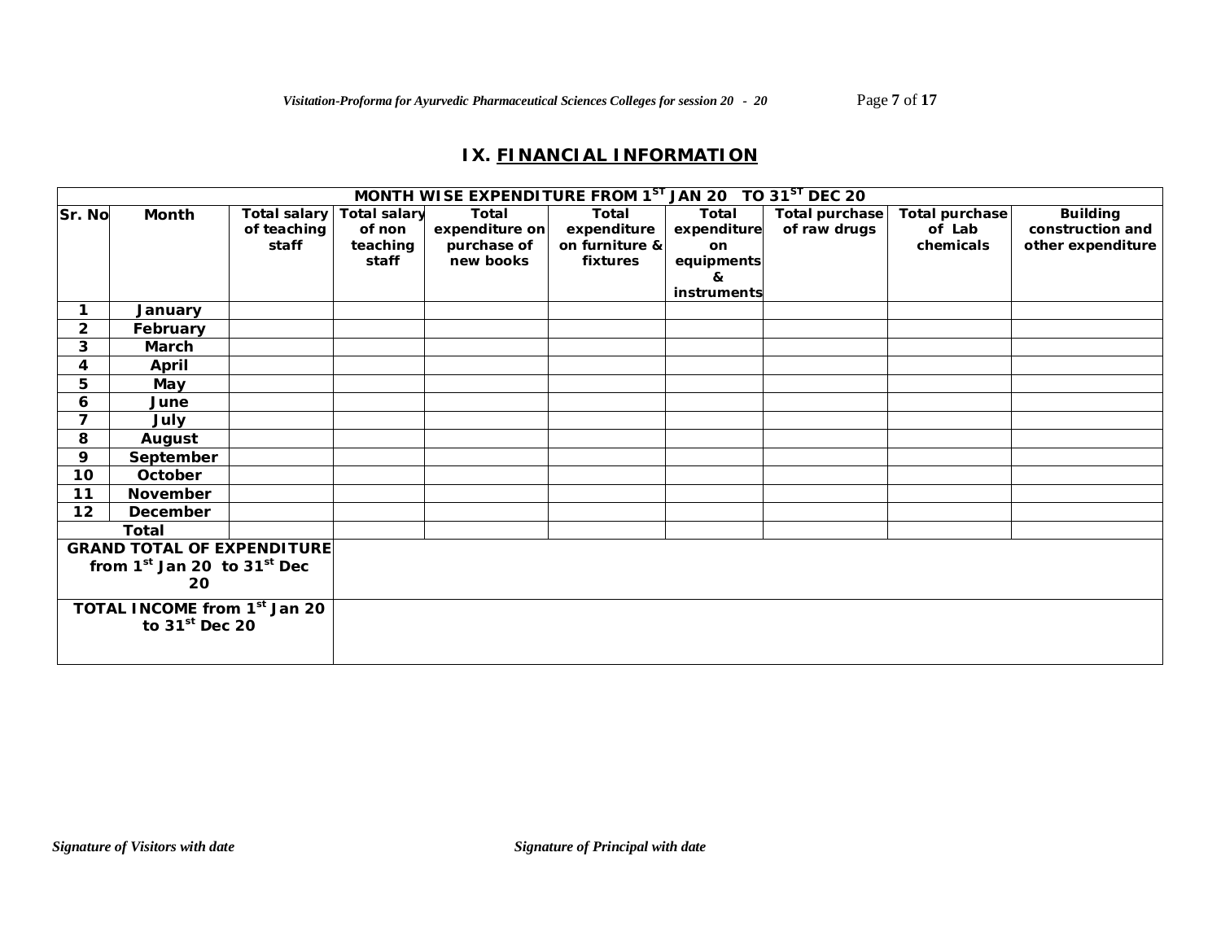## IX. FINANCIAL INFORMATION

| MONTH WISE EXPENDITURE FROM 1ST JAN 20 TO 31ST DEC 20 | | | | | | | | | |
|---|---|---|---|---|---|---|---|---|---|
| **Sr. No** | **Month** | **Total salary of teaching staff** | **Total salary of non teaching staff** | **Total expenditure on purchase of new books** | **Total expenditure on furniture & fixtures** | **Total expenditure on equipments & instruments** | **Total purchase of raw drugs** | **Total purchase of Lab chemicals** | **Building construction and other expenditure** |
| 1 | January | | | | | | | | |
| 2 | February | | | | | | | | |
| 3 | March | | | | | | | | |
| 4 | April | | | | | | | | |
| 5 | May | | | | | | | | |
| 6 | June | | | | | | | | |
| 7 | July | | | | | | | | |
| 8 | August | | | | | | | | |
| 9 | September | | | | | | | | |
| 10 | October | | | | | | | | |
| 11 | November | | | | | | | | |
| 12 | December | | | | | | | | |
| Total | | | | | | | | | |
| GRAND TOTAL OF EXPENDITURE from 1st Jan 20 to 31st Dec 20 | | | | | | | | | |
| TOTAL INCOME from 1st Jan 20 to 31st Dec 20 | | | | | | | | | |

*Signature of Visitors with date*

*Signature of Principal with date*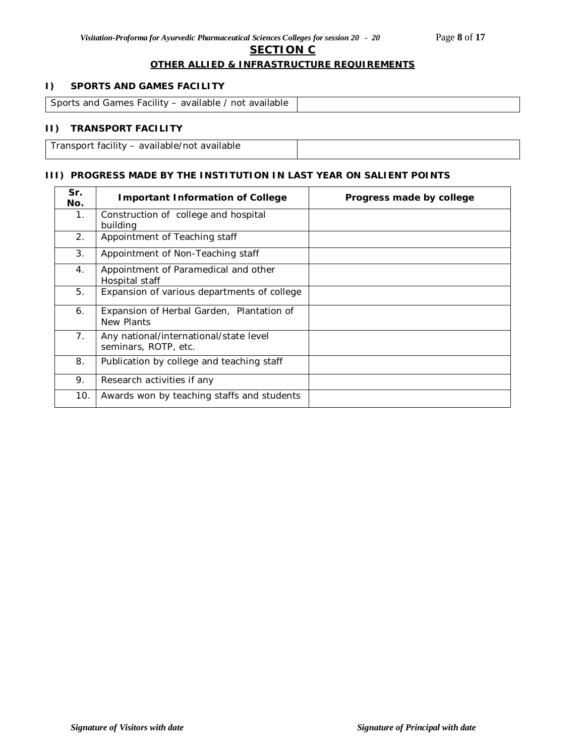## SECTION C

### OTHER ALLIED & INFRASTRUCTURE REQUIREMENTS

**I) SPORTS AND GAMES FACILITY**

| Sports and Games Facility – available / not available | |
|---|---|

**II) TRANSPORT FACILITY**

| Transport facility – available/not available | |
|---|---|

**III) PROGRESS MADE BY THE INSTITUTION IN LAST YEAR ON SALIENT POINTS**

| Sr. No. | Important Information of College | Progress made by college |
|---|---|---|
| 1. | Construction of college and hospital building | |
| 2. | Appointment of Teaching staff | |
| 3. | Appointment of Non-Teaching staff | |
| 4. | Appointment of Paramedical and other Hospital staff | |
| 5. | Expansion of various departments of college | |
| 6. | Expansion of Herbal Garden, Plantation of New Plants | |
| 7. | Any national/international/state level seminars, ROTP, etc. | |
| 8. | Publication by college and teaching staff | |
| 9. | Research activities if any | |
| 10. | Awards won by teaching staffs and students | |

*Signature of Visitors with date* *Signature of Principal with date*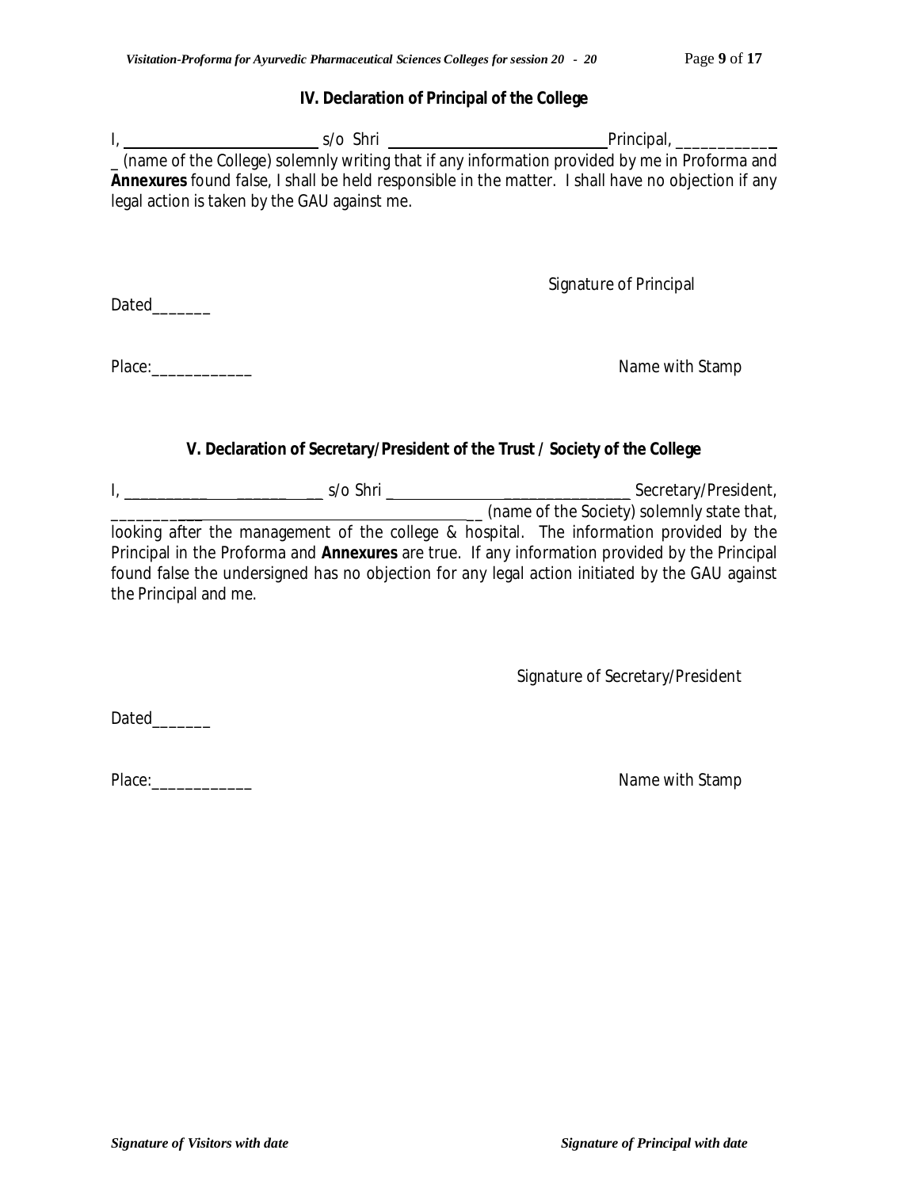### IV. Declaration of Principal of the College

I, ________________________ s/o Shri ___________________________ Principal, ____________ (name of the College) solemnly writing that if any information provided by me in Proforma and **Annexures** found false, I shall be held responsible in the matter. I shall have no objection if any legal action is taken by the GAU against me.

Signature of Principal

Dated_______

Place:____________

Name with Stamp

### V. Declaration of Secretary/President of the Trust / Society of the College

I, ________________________ s/o Shri ________________________________ Secretary/President, ____________________________________________ (name of the Society) solemnly state that, looking after the management of the college & hospital. The information provided by the Principal in the Proforma and **Annexures** are true. If any information provided by the Principal found false the undersigned has no objection for any legal action initiated by the GAU against the Principal and me.

Signature of Secretary/President

Dated_______

Place:____________

Name with Stamp

*Signature of Visitors with date* *Signature of Principal with date*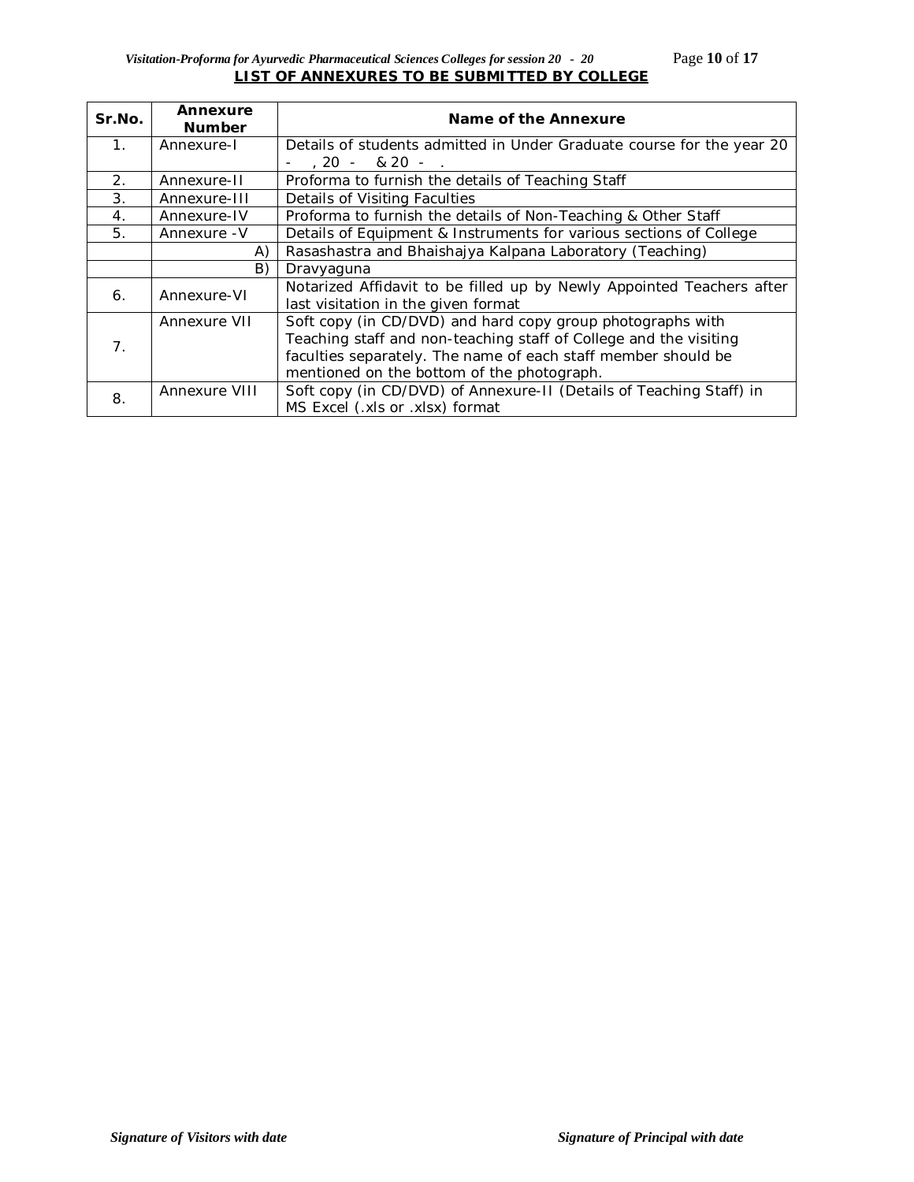## LIST OF ANNEXURES TO BE SUBMITTED BY COLLEGE

| Sr.No. | Annexure Number | Name of the Annexure |
|---|---|---|
| 1. | Annexure-I | Details of students admitted in Under Graduate course for the year 20 - , 20 - & 20 - . |
| 2. | Annexure-II | Proforma to furnish the details of Teaching Staff |
| 3. | Annexure-III | Details of Visiting Faculties |
| 4. | Annexure-IV | Proforma to furnish the details of Non-Teaching & Other Staff |
| 5. | Annexure -V | Details of Equipment & Instruments for various sections of College |
| | A) | Rasashastra and Bhaishajya Kalpana Laboratory (Teaching) |
| | B) | Dravyaguna |
| 6. | Annexure-VI | Notarized Affidavit to be filled up by Newly Appointed Teachers after last visitation in the given format |
| 7. | Annexure VII | Soft copy (in CD/DVD) and hard copy group photographs with Teaching staff and non-teaching staff of College and the visiting faculties separately. The name of each staff member should be mentioned on the bottom of the photograph. |
| 8. | Annexure VIII | Soft copy (in CD/DVD) of Annexure-II (Details of Teaching Staff) in MS Excel (.xls or .xlsx) format |

*Signature of Visitors with date* *Signature of Principal with date*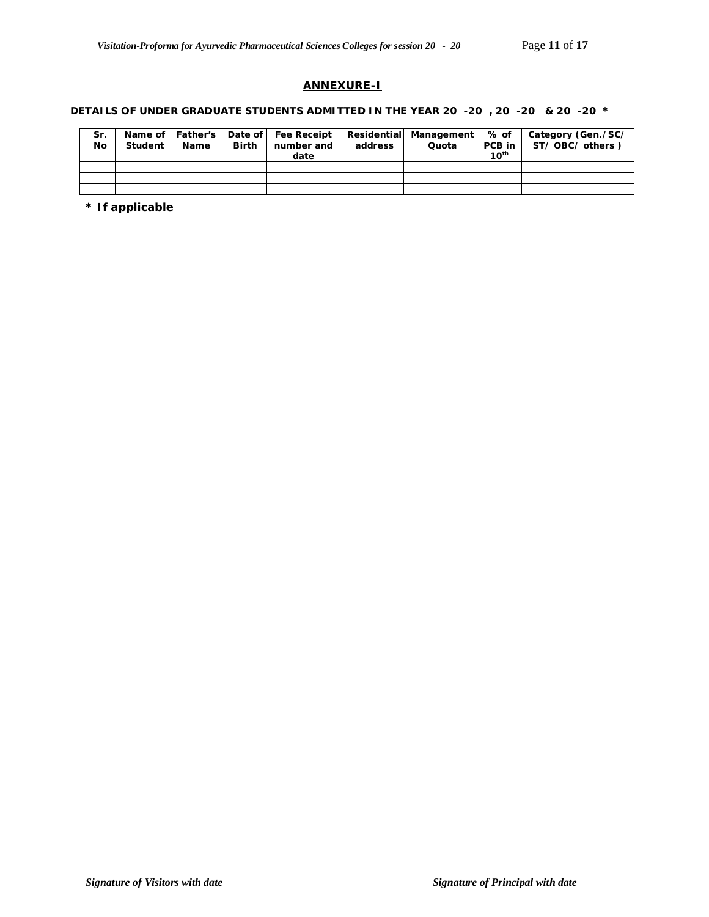## ANNEXURE-I

**DETAILS OF UNDER GRADUATE STUDENTS ADMITTED IN THE YEAR 20 -20 , 20 -20 & 20 -20 \***

| Sr. No | Name of Student | Father's Name | Date of Birth | Fee Receipt number and date | Residential address | Management Quota | % of PCB in $10^{th}$ | Category (Gen./SC/ ST/ OBC/ others ) |
|---|---|---|---|---|---|---|---|---|
| | | | | | | | | |
| | | | | | | | | |
| | | | | | | | | |

**\* If applicable**

*Signature of Visitors with date* *Signature of Principal with date*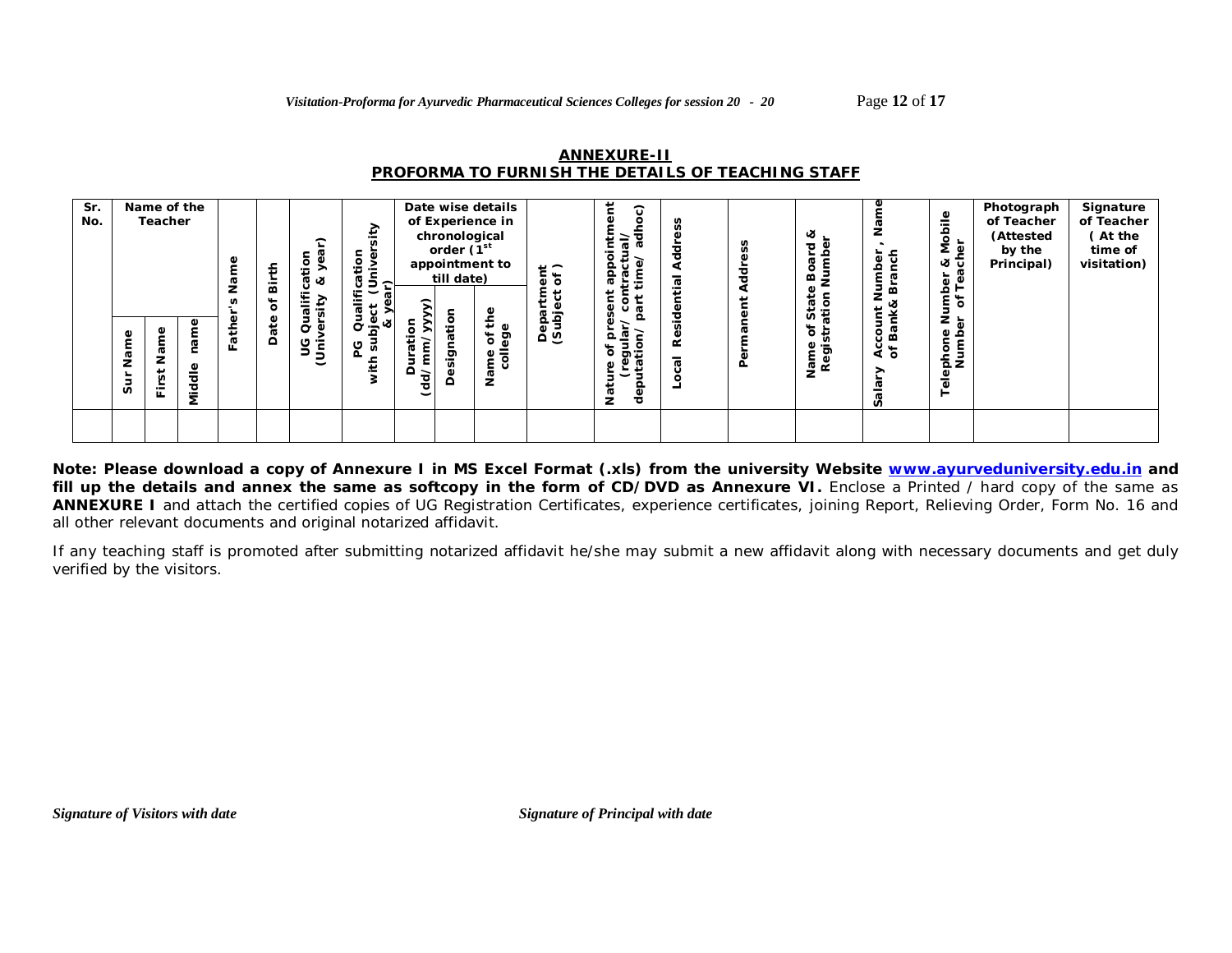## ANNEXURE-II

## PROFORMA TO FURNISH THE DETAILS OF TEACHING STAFF

| Sr. No. | Name of the Teacher | | | Father's Name | Date of Birth | UG Qualification (University & year) | PG Qualification with subject (University & year) | Date wise details of Experience in chronological order (1st appointment to till date) | | | Department (Subject of ) | Nature of present appointment (regular/ contractual/ deputation/ part time/ adhoc) | Local Residential Address | Permanent Address | Name of State Board & Registration Number | Salary Account Number , Name of Bank& Branch | Telephone Number & Mobile Number of Teacher | Photograph of Teacher (Attested by the Principal) | Signature of Teacher ( At the time of visitation) |
|---|---|---|---|---|---|---|---|---|---|---|---|---|---|---|---|---|---|---|---|
| | Sur Name | First Name | Middle name | | | | | Duration (dd/mm/yyyy) | Designation | Name of the college | | | | | | | | | |
| | | | | | | | | | | | | | | | | | | | |

**Note: Please download a copy of Annexure I in MS Excel Format (.xls) from the university Website www.ayurveduniversity.edu.in and fill up the details and annex the same as softcopy in the form of CD/DVD as Annexure VI.** Enclose a Printed / hard copy of the same as **ANNEXURE I** and attach the certified copies of UG Registration Certificates, experience certificates, joining Report, Relieving Order, Form No. 16 and all other relevant documents and original notarized affidavit.

If any teaching staff is promoted after submitting notarized affidavit he/she may submit a new affidavit along with necessary documents and get duly verified by the visitors.

*Signature of Visitors with date* *Signature of Principal with date*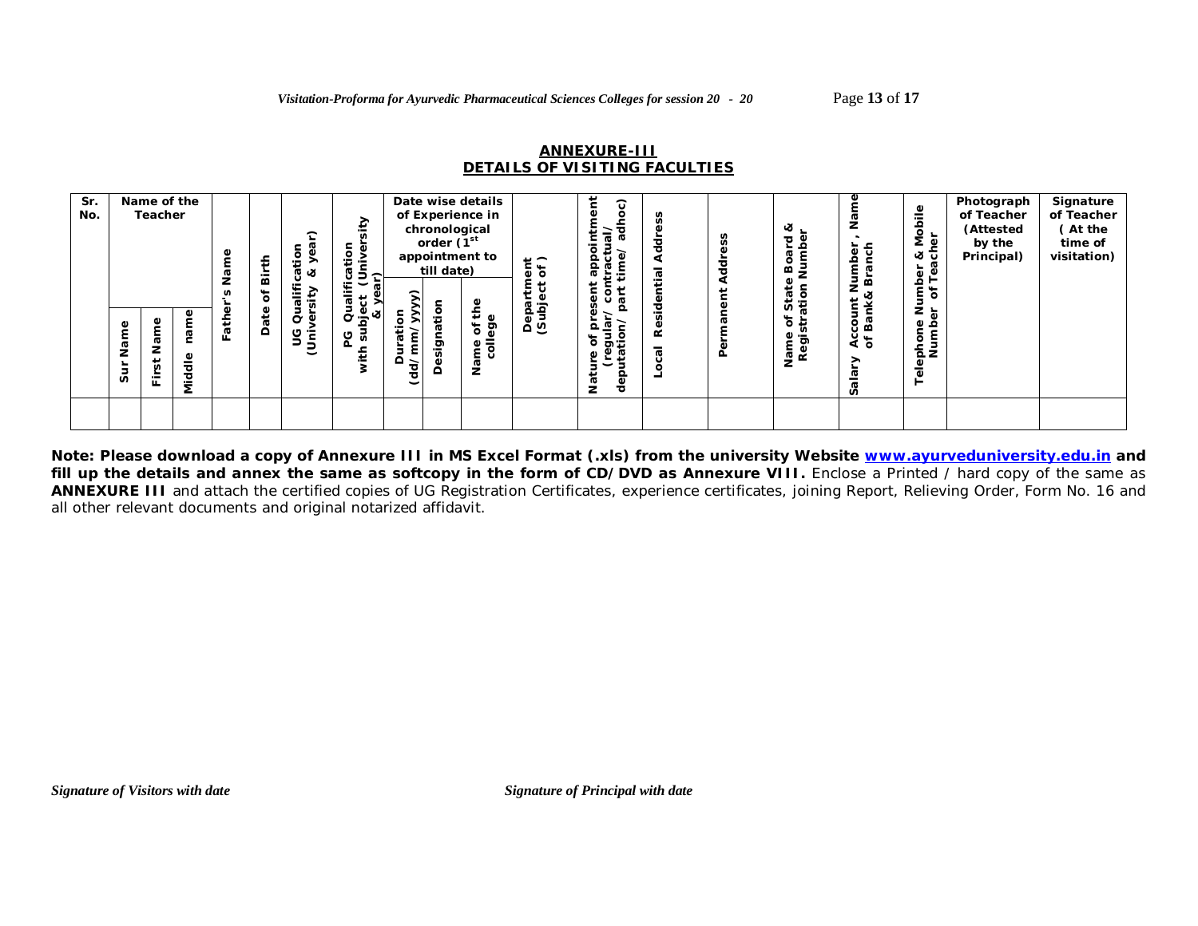## ANNEXURE-III
## DETAILS OF VISITING FACULTIES

| Sr. No. | Name of the Teacher | | | Father's Name | Date of Birth | UG Qualification (University & year) | PG Qualification with subject (University & year) | Date wise details of Experience in chronological order (1st appointment to till date) | | | Department (Subject of) | Nature of present appointment (regular/ contractual/ deputation/ part time/ adhoc) | Local Residential Address | Permanent Address | Name of State Board & Registration Number | Salary Account Number, Name of Bank& Branch | Telephone Number & Mobile Number of Teacher | Photograph of Teacher (Attested by the Principal) | Signature of Teacher (At the time of visitation) |
|---|---|---|---|---|---|---|---|---|---|---|---|---|---|---|---|---|---|---|---|
| | Sur Name | First Name | Middle name | | | | | Duration (dd/mm/yyyy) | Designation | Name of the college | | | | | | | | | |
| | | | | | | | | | | | | | | | | | | | |

**Note: Please download a copy of Annexure III in MS Excel Format (.xls) from the university Website www.ayurveduniversity.edu.in and fill up the details and annex the same as softcopy in the form of CD/DVD as Annexure VIII.** Enclose a Printed / hard copy of the same as **ANNEXURE III** and attach the certified copies of UG Registration Certificates, experience certificates, joining Report, Relieving Order, Form No. 16 and all other relevant documents and original notarized affidavit.

*Signature of Visitors with date* *Signature of Principal with date*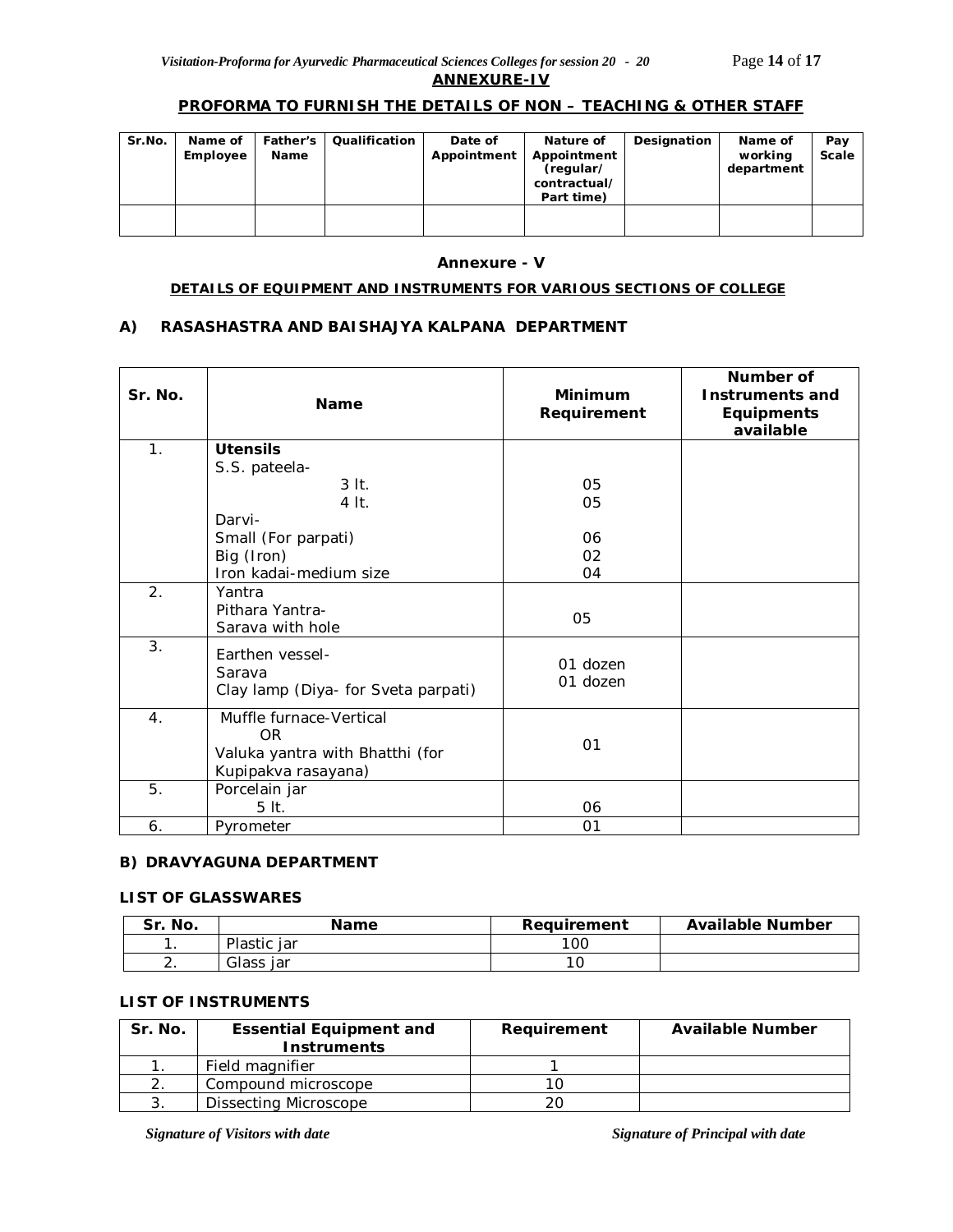## ANNEXURE-IV

### PROFORMA TO FURNISH THE DETAILS OF NON – TEACHING & OTHER STAFF

| Sr.No. | Name of Employee | Father's Name | Qualification | Date of Appointment | Nature of Appointment (regular/ contractual/ Part time) | Designation | Name of working department | Pay Scale |
|---|---|---|---|---|---|---|---|---|
| | | | | | | | | |

## Annexure - V

### DETAILS OF EQUIPMENT AND INSTRUMENTS FOR VARIOUS SECTIONS OF COLLEGE

### A) RASASHASTRA AND BAISHAJYA KALPANA DEPARTMENT

| Sr. No. | Name | Minimum Requirement | Number of Instruments and Equipments available |
|---|---|---|---|
| 1. | **Utensils**<br>S.S. pateela-<br>3 lt.<br>4 lt.<br>Darvi-<br>Small (For parpati)<br>Big (Iron)<br>Iron kadai-medium size | <br><br>05<br>05<br><br>06<br>02<br>04 | |
| 2. | Yantra<br>Pithara Yantra-<br>Sarava with hole | 05 | |
| 3. | Earthen vessel-<br>Sarava<br>Clay lamp (Diya- for Sveta parpati) | 01 dozen<br>01 dozen | |
| 4. | Muffle furnace-Vertical<br>OR<br>Valuka yantra with Bhatthi (for Kupipakva rasayana) | 01 | |
| 5. | Porcelain jar<br>5 lt. | 06 | |
| 6. | Pyrometer | 01 | |

### B) DRAVYAGUNA DEPARTMENT

#### LIST OF GLASSWARES

| Sr. No. | Name | Requirement | Available Number |
|---|---|---|---|
| 1. | Plastic jar | 100 | |
| 2. | Glass jar | 10 | |

#### LIST OF INSTRUMENTS

| Sr. No. | Essential Equipment and Instruments | Requirement | Available Number |
|---|---|---|---|
| 1. | Field magnifier | 1 | |
| 2. | Compound microscope | 10 | |
| 3. | Dissecting Microscope | 20 | |

*Signature of Visitors with date* *Signature of Principal with date*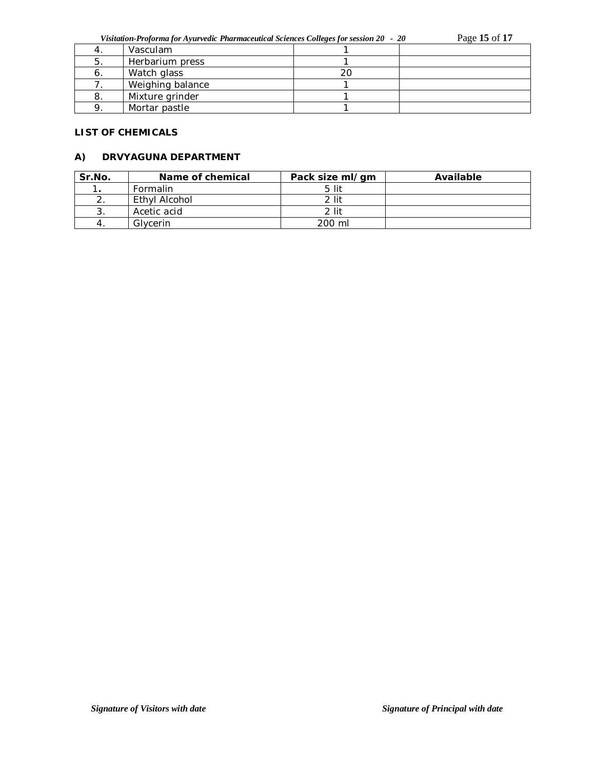| 4. | Vasculam | 1 | |
|---|---|---|---|
| 5. | Herbarium press | 1 | |
| 6. | Watch glass | 20 | |
| 7. | Weighing balance | 1 | |
| 8. | Mixture grinder | 1 | |
| 9. | Mortar pastle | 1 | |

**LIST OF CHEMICALS**

**A) DRVYAGUNA DEPARTMENT**

| Sr.No. | Name of chemical | Pack size ml/gm | Available |
|---|---|---|---|
| **1.** | Formalin | 5 lit | |
| 2. | Ethyl Alcohol | 2 lit | |
| 3. | Acetic acid | 2 lit | |
| 4. | Glycerin | 200 ml | |

*Signature of Visitors with date* *Signature of Principal with date*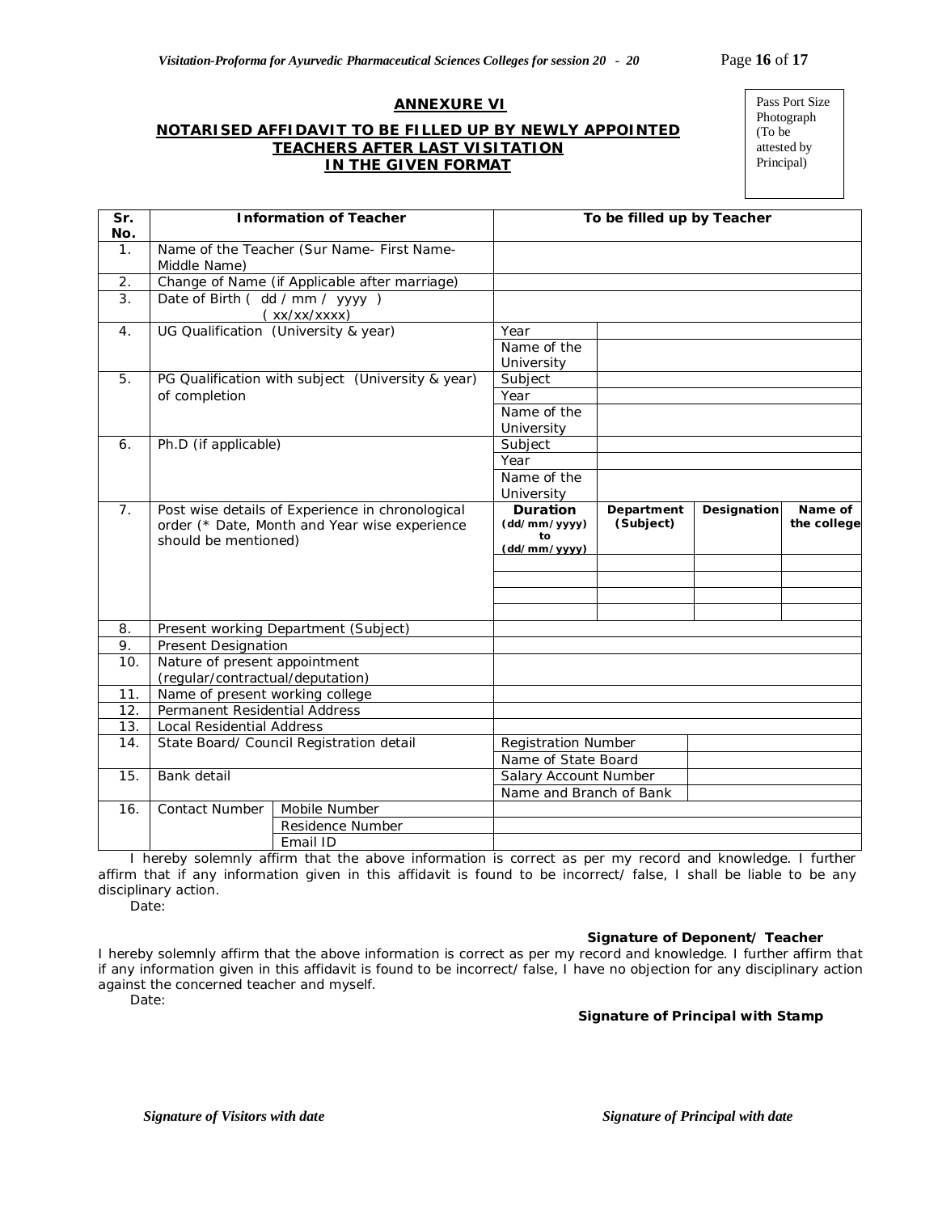## ANNEXURE VI

### NOTARISED AFFIDAVIT TO BE FILLED UP BY NEWLY APPOINTED TEACHERS AFTER LAST VISITATION IN THE GIVEN FORMAT

Pass Port Size Photograph (To be attested by Principal)

| Sr. No. | Information of Teacher | | To be filled up by Teacher | | | |
|---|---|---|---|---|---|---|
| 1. | Name of the Teacher (Sur Name- First Name- Middle Name) | | | | | |
| 2. | Change of Name (if Applicable after marriage) | | | | | |
| 3. | Date of Birth ( dd / mm / yyyy ) ( xx/xx/xxxx) | | | | | |
| 4. | UG Qualification (University & year) | | Year | | | |
| | | | Name of the University | | | |
| 5. | PG Qualification with subject (University & year) of completion | | Subject | | | |
| | | | Year | | | |
| | | | Name of the University | | | |
| 6. | Ph.D (if applicable) | | Subject | | | |
| | | | Year | | | |
| | | | Name of the University | | | |
| 7. | Post wise details of Experience in chronological order (* Date, Month and Year wise experience should be mentioned) | | **Duration (dd/mm/yyyy) to (dd/mm/yyyy)** | **Department (Subject)** | **Designation** | **Name of the college** |
| | | | | | | |
| | | | | | | |
| | | | | | | |
| | | | | | | |
| 8. | Present working Department (Subject) | | | | | |
| 9. | Present Designation | | | | | |
| 10. | Nature of present appointment (regular/contractual/deputation) | | | | | |
| 11. | Name of present working college | | | | | |
| 12. | Permanent Residential Address | | | | | |
| 13. | Local Residential Address | | | | | |
| 14. | State Board/ Council Registration detail | | Registration Number | | | |
| | | | Name of State Board | | | |
| 15. | Bank detail | | Salary Account Number | | | |
| | | | Name and Branch of Bank | | | |
| 16. | Contact Number | Mobile Number | | | | |
| | | Residence Number | | | | |
| | | Email ID | | | | |

I hereby solemnly affirm that the above information is correct as per my record and knowledge. I further affirm that if any information given in this affidavit is found to be incorrect/ false, I shall be liable to be any disciplinary action.

Date:

**Signature of Deponent/ Teacher**

I hereby solemnly affirm that the above information is correct as per my record and knowledge. I further affirm that if any information given in this affidavit is found to be incorrect/ false, I have no objection for any disciplinary action against the concerned teacher and myself.

Date:

**Signature of Principal with Stamp**

*Signature of Visitors with date* *Signature of Principal with date*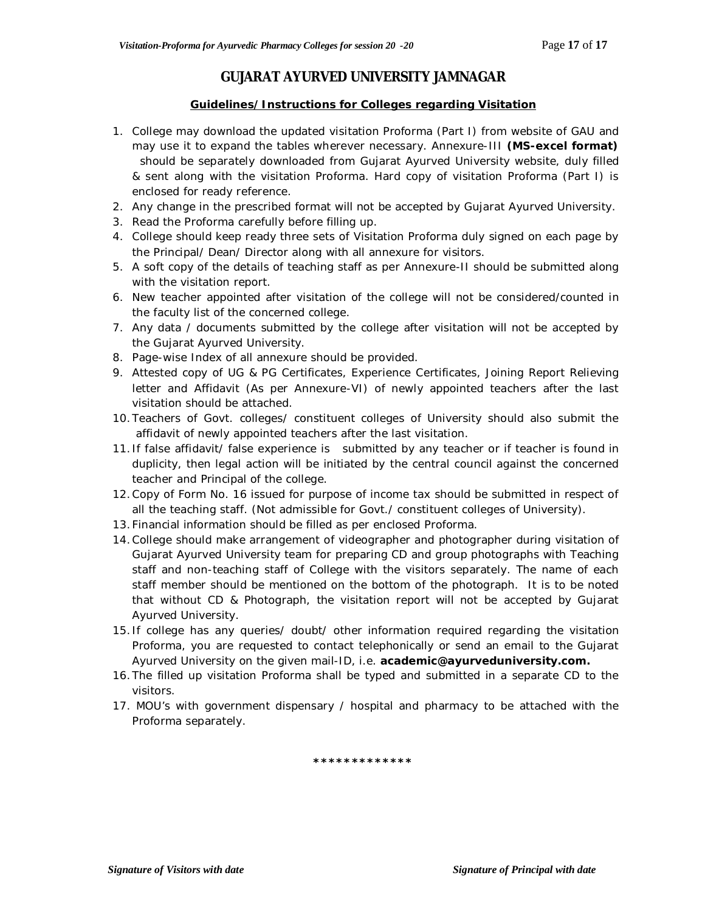# GUJARAT AYURVED UNIVERSITY JAMNAGAR

## Guidelines/ Instructions for Colleges regarding Visitation

1. College may download the updated visitation Proforma (Part I) from website of GAU and may use it to expand the tables wherever necessary. Annexure-III **(MS-excel format)** should be separately downloaded from Gujarat Ayurved University website, duly filled & sent along with the visitation Proforma. Hard copy of visitation Proforma (Part I) is enclosed for ready reference.
2. Any change in the prescribed format will not be accepted by Gujarat Ayurved University.
3. Read the Proforma carefully before filling up.
4. College should keep ready three sets of Visitation Proforma duly signed on each page by the Principal/ Dean/ Director along with all annexure for visitors.
5. A soft copy of the details of teaching staff as per Annexure-II should be submitted along with the visitation report.
6. New teacher appointed after visitation of the college will not be considered/counted in the faculty list of the concerned college.
7. Any data / documents submitted by the college after visitation will not be accepted by the Gujarat Ayurved University.
8. Page-wise Index of all annexure should be provided.
9. Attested copy of UG & PG Certificates, Experience Certificates, Joining Report Relieving letter and Affidavit (As per Annexure-VI) of newly appointed teachers after the last visitation should be attached.
10. Teachers of Govt. colleges/ constituent colleges of University should also submit the affidavit of newly appointed teachers after the last visitation.
11. If false affidavit/ false experience is submitted by any teacher or if teacher is found in duplicity, then legal action will be initiated by the central council against the concerned teacher and Principal of the college.
12. Copy of Form No. 16 issued for purpose of income tax should be submitted in respect of all the teaching staff. (Not admissible for Govt./ constituent colleges of University).
13. Financial information should be filled as per enclosed Proforma.
14. College should make arrangement of videographer and photographer during visitation of Gujarat Ayurved University team for preparing CD and group photographs with Teaching staff and non-teaching staff of College with the visitors separately. The name of each staff member should be mentioned on the bottom of the photograph. It is to be noted that without CD & Photograph, the visitation report will not be accepted by Gujarat Ayurved University.
15. If college has any queries/ doubt/ other information required regarding the visitation Proforma, you are requested to contact telephonically or send an email to the Gujarat Ayurved University on the given mail-ID, i.e. **academic@ayurveduniversity.com.**
16. The filled up visitation Proforma shall be typed and submitted in a separate CD to the visitors.
17. MOU's with government dispensary / hospital and pharmacy to be attached with the Proforma separately.

*************

*Signature of Visitors with date* *Signature of Principal with date*